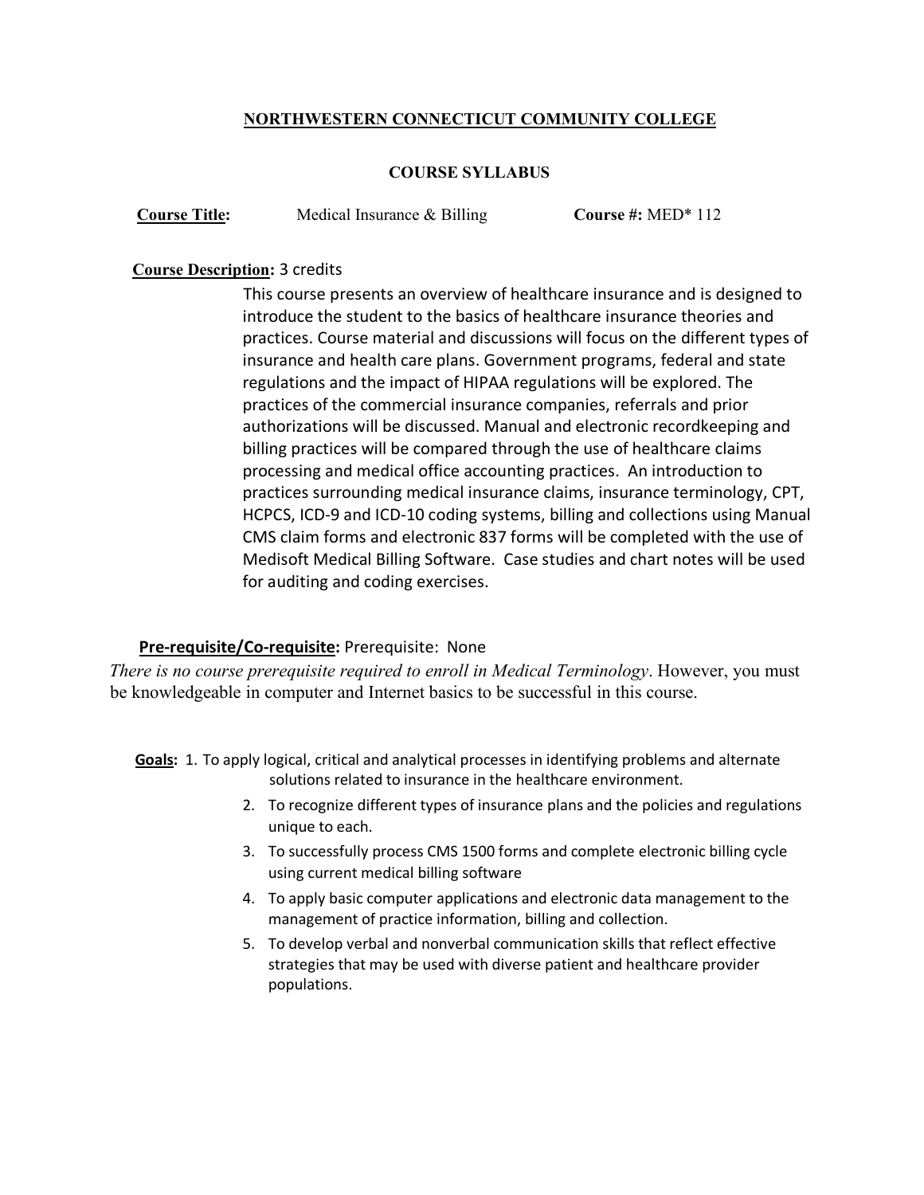# NORTHWESTERN CONNECTICUT COMMUNITY COLLEGE

## COURSE SYLLABUS

**Course Title:** Medical Insurance & Billing **Course #:** MED* 112

**Course Description:** 3 credits

This course presents an overview of healthcare insurance and is designed to introduce the student to the basics of healthcare insurance theories and practices. Course material and discussions will focus on the different types of insurance and health care plans. Government programs, federal and state regulations and the impact of HIPAA regulations will be explored. The practices of the commercial insurance companies, referrals and prior authorizations will be discussed. Manual and electronic recordkeeping and billing practices will be compared through the use of healthcare claims processing and medical office accounting practices. An introduction to practices surrounding medical insurance claims, insurance terminology, CPT, HCPCS, ICD-9 and ICD-10 coding systems, billing and collections using Manual CMS claim forms and electronic 837 forms will be completed with the use of Medisoft Medical Billing Software. Case studies and chart notes will be used for auditing and coding exercises.

**Pre-requisite/Co-requisite:** Prerequisite: None

*There is no course prerequisite required to enroll in Medical Terminology*. However, you must be knowledgeable in computer and Internet basics to be successful in this course.

**Goals:**

1. To apply logical, critical and analytical processes in identifying problems and alternate solutions related to insurance in the healthcare environment.
2. To recognize different types of insurance plans and the policies and regulations unique to each.
3. To successfully process CMS 1500 forms and complete electronic billing cycle using current medical billing software
4. To apply basic computer applications and electronic data management to the management of practice information, billing and collection.
5. To develop verbal and nonverbal communication skills that reflect effective strategies that may be used with diverse patient and healthcare provider populations.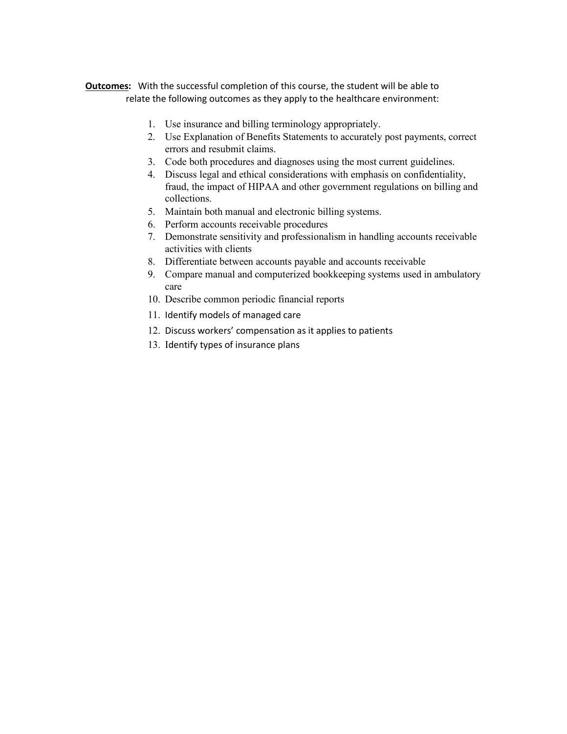**Outcomes:** With the successful completion of this course, the student will be able to relate the following outcomes as they apply to the healthcare environment:

1. Use insurance and billing terminology appropriately.
2. Use Explanation of Benefits Statements to accurately post payments, correct errors and resubmit claims.
3. Code both procedures and diagnoses using the most current guidelines.
4. Discuss legal and ethical considerations with emphasis on confidentiality, fraud, the impact of HIPAA and other government regulations on billing and collections.
5. Maintain both manual and electronic billing systems.
6. Perform accounts receivable procedures
7. Demonstrate sensitivity and professionalism in handling accounts receivable activities with clients
8. Differentiate between accounts payable and accounts receivable
9. Compare manual and computerized bookkeeping systems used in ambulatory care
10. Describe common periodic financial reports
11. Identify models of managed care
12. Discuss workers' compensation as it applies to patients
13. Identify types of insurance plans